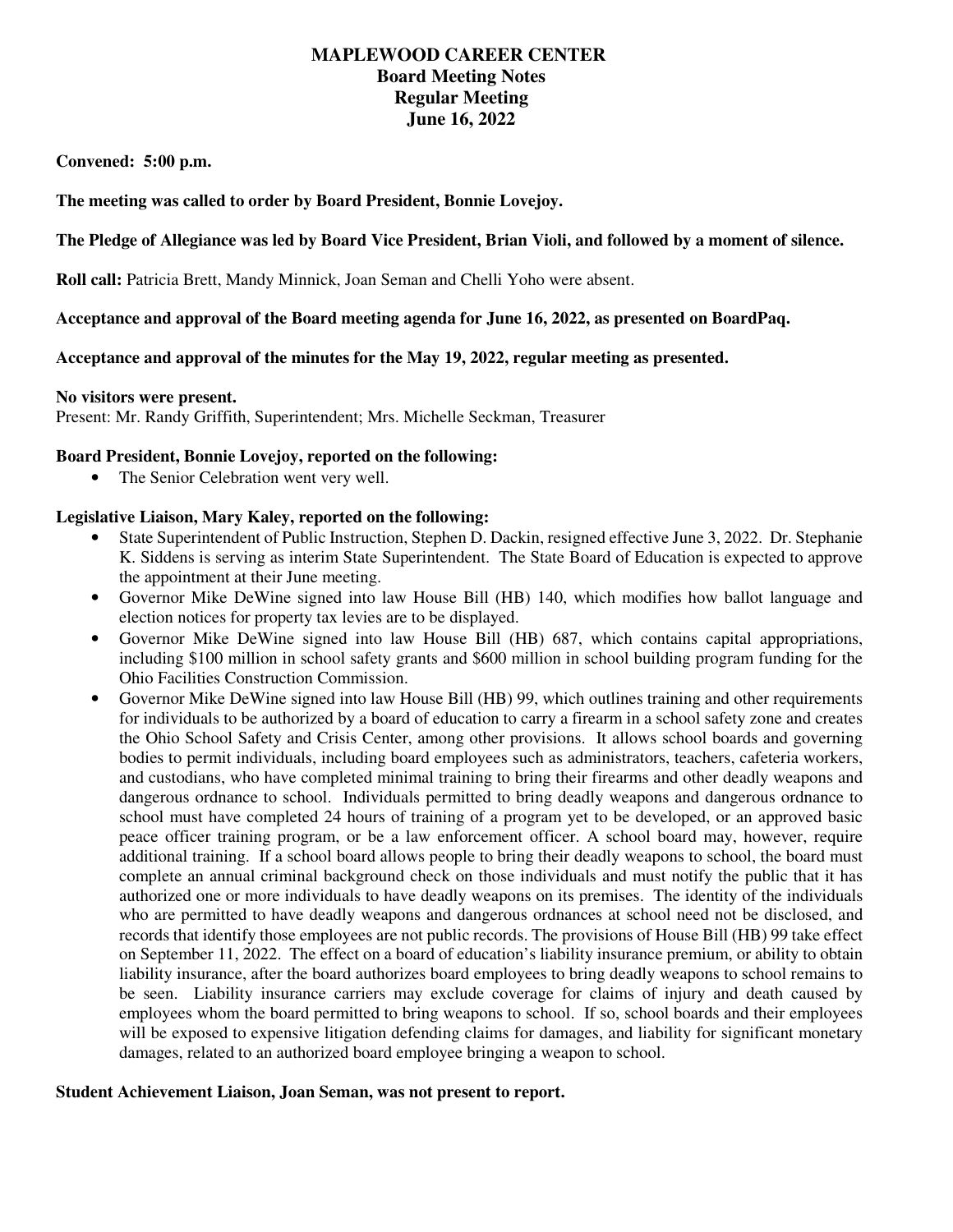# MAPLEWOOD CAREER CENTER
## Board Meeting Notes
## Regular Meeting
## June 16, 2022

**Convened: 5:00 p.m.**

**The meeting was called to order by Board President, Bonnie Lovejoy.**

**The Pledge of Allegiance was led by Board Vice President, Brian Violi, and followed by a moment of silence.**

**Roll call:** Patricia Brett, Mandy Minnick, Joan Seman and Chelli Yoho were absent.

**Acceptance and approval of the Board meeting agenda for June 16, 2022, as presented on BoardPaq.**

**Acceptance and approval of the minutes for the May 19, 2022, regular meeting as presented.**

**No visitors were present.**
Present: Mr. Randy Griffith, Superintendent; Mrs. Michelle Seckman, Treasurer

**Board President, Bonnie Lovejoy, reported on the following:**

- The Senior Celebration went very well.

**Legislative Liaison, Mary Kaley, reported on the following:**

- State Superintendent of Public Instruction, Stephen D. Dackin, resigned effective June 3, 2022. Dr. Stephanie K. Siddens is serving as interim State Superintendent. The State Board of Education is expected to approve the appointment at their June meeting.
- Governor Mike DeWine signed into law House Bill (HB) 140, which modifies how ballot language and election notices for property tax levies are to be displayed.
- Governor Mike DeWine signed into law House Bill (HB) 687, which contains capital appropriations, including $100 million in school safety grants and $600 million in school building program funding for the Ohio Facilities Construction Commission.
- Governor Mike DeWine signed into law House Bill (HB) 99, which outlines training and other requirements for individuals to be authorized by a board of education to carry a firearm in a school safety zone and creates the Ohio School Safety and Crisis Center, among other provisions. It allows school boards and governing bodies to permit individuals, including board employees such as administrators, teachers, cafeteria workers, and custodians, who have completed minimal training to bring their firearms and other deadly weapons and dangerous ordnance to school. Individuals permitted to bring deadly weapons and dangerous ordnance to school must have completed 24 hours of training of a program yet to be developed, or an approved basic peace officer training program, or be a law enforcement officer. A school board may, however, require additional training. If a school board allows people to bring their deadly weapons to school, the board must complete an annual criminal background check on those individuals and must notify the public that it has authorized one or more individuals to have deadly weapons on its premises. The identity of the individuals who are permitted to have deadly weapons and dangerous ordnances at school need not be disclosed, and records that identify those employees are not public records. The provisions of House Bill (HB) 99 take effect on September 11, 2022. The effect on a board of education's liability insurance premium, or ability to obtain liability insurance, after the board authorizes board employees to bring deadly weapons to school remains to be seen. Liability insurance carriers may exclude coverage for claims of injury and death caused by employees whom the board permitted to bring weapons to school. If so, school boards and their employees will be exposed to expensive litigation defending claims for damages, and liability for significant monetary damages, related to an authorized board employee bringing a weapon to school.

**Student Achievement Liaison, Joan Seman, was not present to report.**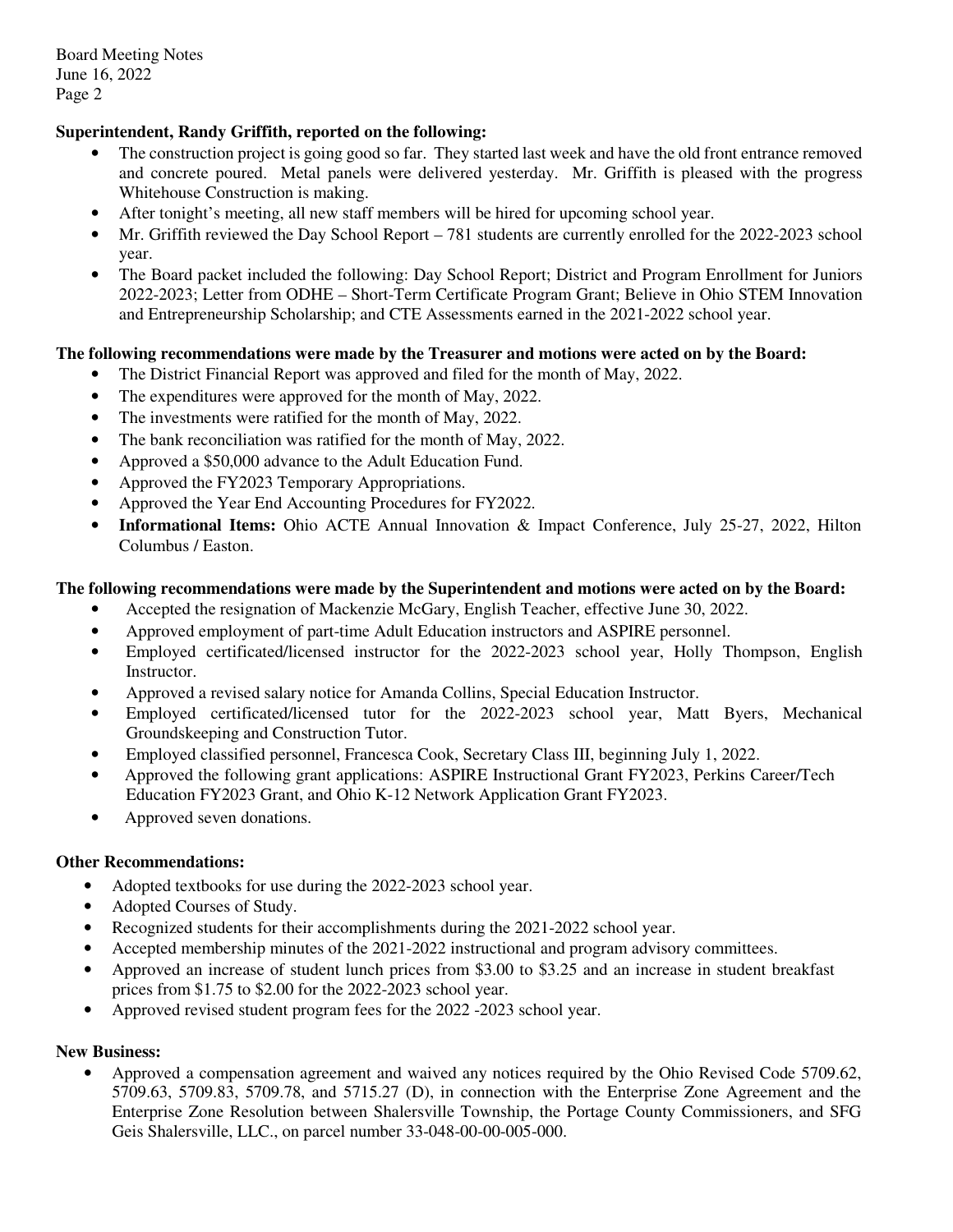**Superintendent, Randy Griffith, reported on the following:**

- The construction project is going good so far. They started last week and have the old front entrance removed and concrete poured. Metal panels were delivered yesterday. Mr. Griffith is pleased with the progress Whitehouse Construction is making.
- After tonight's meeting, all new staff members will be hired for upcoming school year.
- Mr. Griffith reviewed the Day School Report – 781 students are currently enrolled for the 2022-2023 school year.
- The Board packet included the following: Day School Report; District and Program Enrollment for Juniors 2022-2023; Letter from ODHE – Short-Term Certificate Program Grant; Believe in Ohio STEM Innovation and Entrepreneurship Scholarship; and CTE Assessments earned in the 2021-2022 school year.

**The following recommendations were made by the Treasurer and motions were acted on by the Board:**

- The District Financial Report was approved and filed for the month of May, 2022.
- The expenditures were approved for the month of May, 2022.
- The investments were ratified for the month of May, 2022.
- The bank reconciliation was ratified for the month of May, 2022.
- Approved a $50,000 advance to the Adult Education Fund.
- Approved the FY2023 Temporary Appropriations.
- Approved the Year End Accounting Procedures for FY2022.
- **Informational Items:** Ohio ACTE Annual Innovation & Impact Conference, July 25-27, 2022, Hilton Columbus / Easton.

**The following recommendations were made by the Superintendent and motions were acted on by the Board:**

- Accepted the resignation of Mackenzie McGary, English Teacher, effective June 30, 2022.
- Approved employment of part-time Adult Education instructors and ASPIRE personnel.
- Employed certificated/licensed instructor for the 2022-2023 school year, Holly Thompson, English Instructor.
- Approved a revised salary notice for Amanda Collins, Special Education Instructor.
- Employed certificated/licensed tutor for the 2022-2023 school year, Matt Byers, Mechanical Groundskeeping and Construction Tutor.
- Employed classified personnel, Francesca Cook, Secretary Class III, beginning July 1, 2022.
- Approved the following grant applications: ASPIRE Instructional Grant FY2023, Perkins Career/Tech Education FY2023 Grant, and Ohio K-12 Network Application Grant FY2023.
- Approved seven donations.

**Other Recommendations:**

- Adopted textbooks for use during the 2022-2023 school year.
- Adopted Courses of Study.
- Recognized students for their accomplishments during the 2021-2022 school year.
- Accepted membership minutes of the 2021-2022 instructional and program advisory committees.
- Approved an increase of student lunch prices from $3.00 to $3.25 and an increase in student breakfast prices from $1.75 to $2.00 for the 2022-2023 school year.
- Approved revised student program fees for the 2022 -2023 school year.

**New Business:**

- Approved a compensation agreement and waived any notices required by the Ohio Revised Code 5709.62, 5709.63, 5709.83, 5709.78, and 5715.27 (D), in connection with the Enterprise Zone Agreement and the Enterprise Zone Resolution between Shalersville Township, the Portage County Commissioners, and SFG Geis Shalersville, LLC., on parcel number 33-048-00-00-005-000.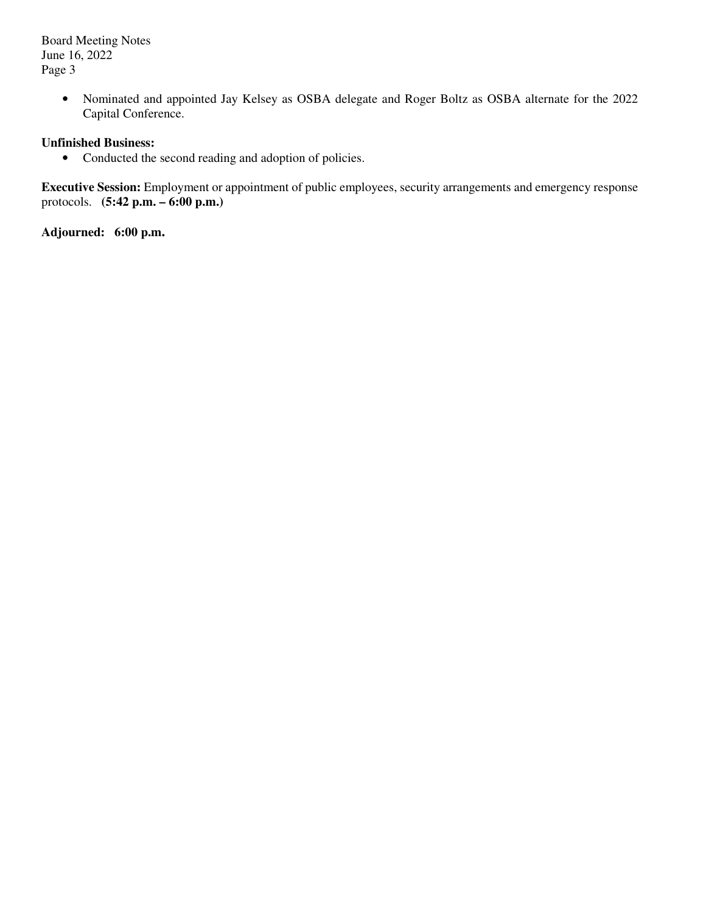- Nominated and appointed Jay Kelsey as OSBA delegate and Roger Boltz as OSBA alternate for the 2022 Capital Conference.

**Unfinished Business:**

- Conducted the second reading and adoption of policies.

**Executive Session:** Employment or appointment of public employees, security arrangements and emergency response protocols. **(5:42 p.m. – 6:00 p.m.)**

**Adjourned: 6:00 p.m.**